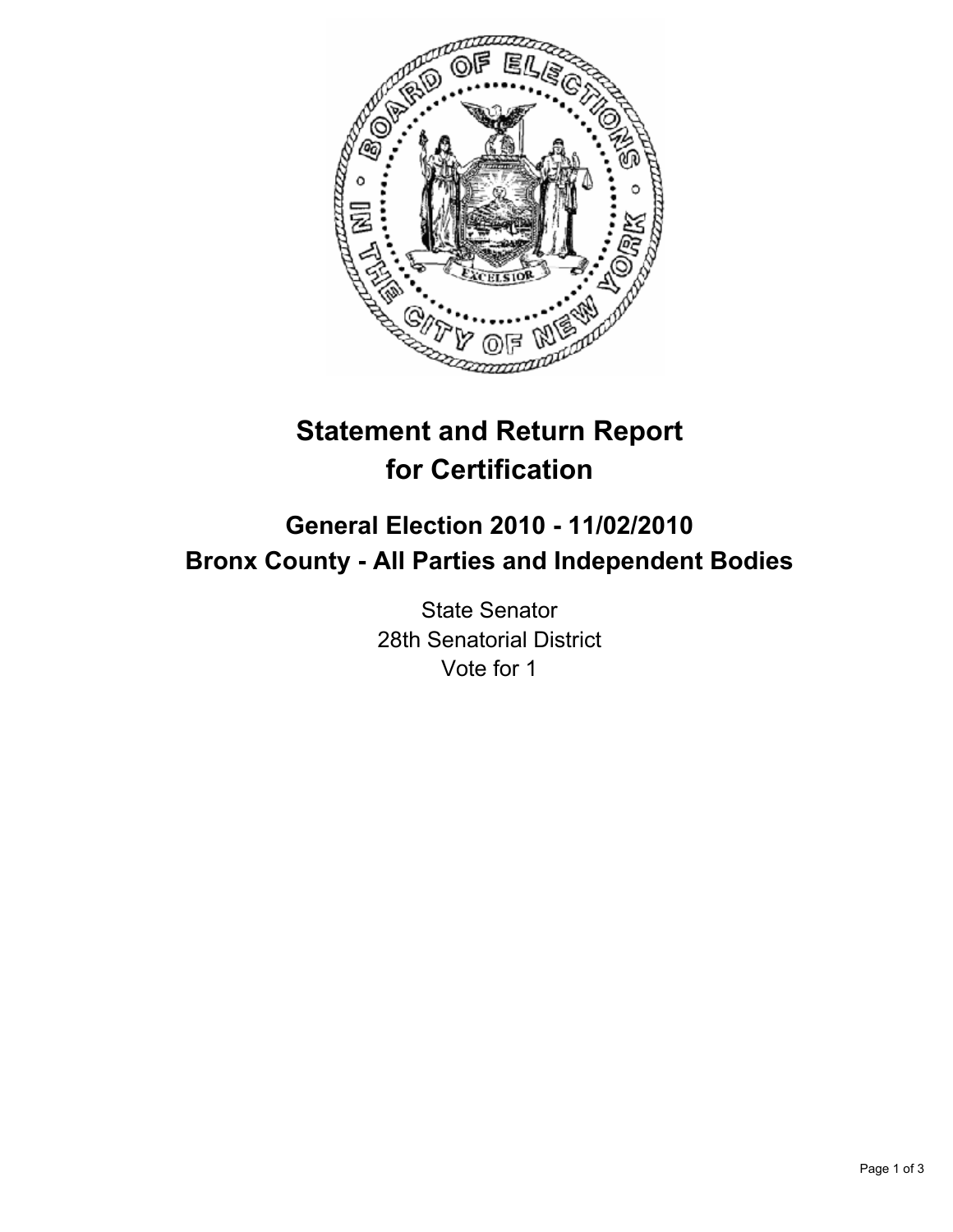# Statement and Return Report for Certification

## General Election 2010 - 11/02/2010
## Bronx County - All Parties and Independent Bodies

State Senator
28th Senatorial District
Vote for 1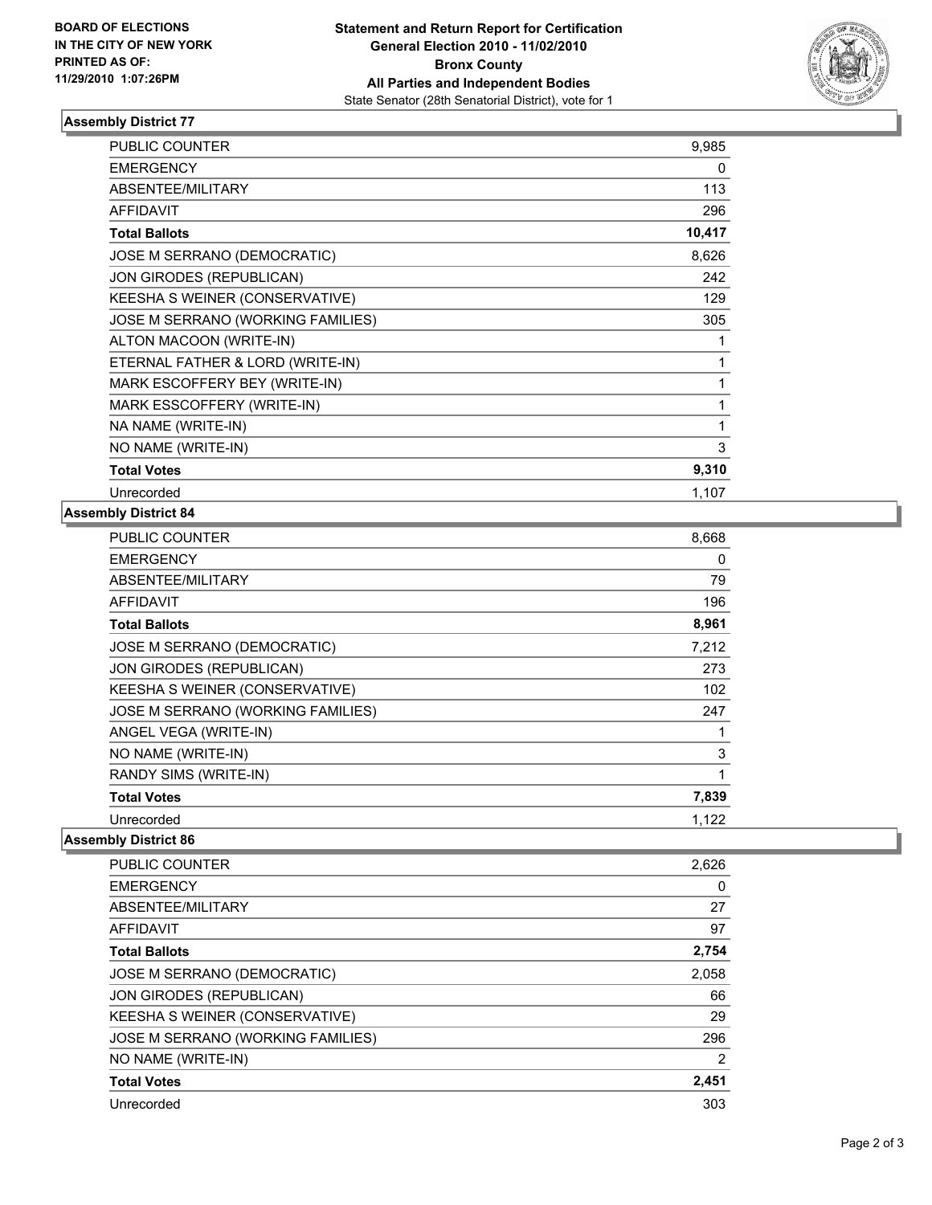**BOARD OF ELECTIONS IN THE CITY OF NEW YORK PRINTED AS OF: 11/29/2010 1:07:26PM**

**Statement and Return Report for Certification General Election 2010 - 11/02/2010 Bronx County All Parties and Independent Bodies**

State Senator (28th Senatorial District), vote for 1

### Assembly District 77

| | |
|---|---|
| PUBLIC COUNTER | 9,985 |
| EMERGENCY | 0 |
| ABSENTEE/MILITARY | 113 |
| AFFIDAVIT | 296 |
| **Total Ballots** | **10,417** |
| JOSE M SERRANO (DEMOCRATIC) | 8,626 |
| JON GIRODES (REPUBLICAN) | 242 |
| KEESHA S WEINER (CONSERVATIVE) | 129 |
| JOSE M SERRANO (WORKING FAMILIES) | 305 |
| ALTON MACOON (WRITE-IN) | 1 |
| ETERNAL FATHER & LORD (WRITE-IN) | 1 |
| MARK ESCOFFERY BEY (WRITE-IN) | 1 |
| MARK ESSCOFFERY (WRITE-IN) | 1 |
| NA NAME (WRITE-IN) | 1 |
| NO NAME (WRITE-IN) | 3 |
| **Total Votes** | **9,310** |
| Unrecorded | 1,107 |

### Assembly District 84

| | |
|---|---|
| PUBLIC COUNTER | 8,668 |
| EMERGENCY | 0 |
| ABSENTEE/MILITARY | 79 |
| AFFIDAVIT | 196 |
| **Total Ballots** | **8,961** |
| JOSE M SERRANO (DEMOCRATIC) | 7,212 |
| JON GIRODES (REPUBLICAN) | 273 |
| KEESHA S WEINER (CONSERVATIVE) | 102 |
| JOSE M SERRANO (WORKING FAMILIES) | 247 |
| ANGEL VEGA (WRITE-IN) | 1 |
| NO NAME (WRITE-IN) | 3 |
| RANDY SIMS (WRITE-IN) | 1 |
| **Total Votes** | **7,839** |
| Unrecorded | 1,122 |

### Assembly District 86

| | |
|---|---|
| PUBLIC COUNTER | 2,626 |
| EMERGENCY | 0 |
| ABSENTEE/MILITARY | 27 |
| AFFIDAVIT | 97 |
| **Total Ballots** | **2,754** |
| JOSE M SERRANO (DEMOCRATIC) | 2,058 |
| JON GIRODES (REPUBLICAN) | 66 |
| KEESHA S WEINER (CONSERVATIVE) | 29 |
| JOSE M SERRANO (WORKING FAMILIES) | 296 |
| NO NAME (WRITE-IN) | 2 |
| **Total Votes** | **2,451** |
| Unrecorded | 303 |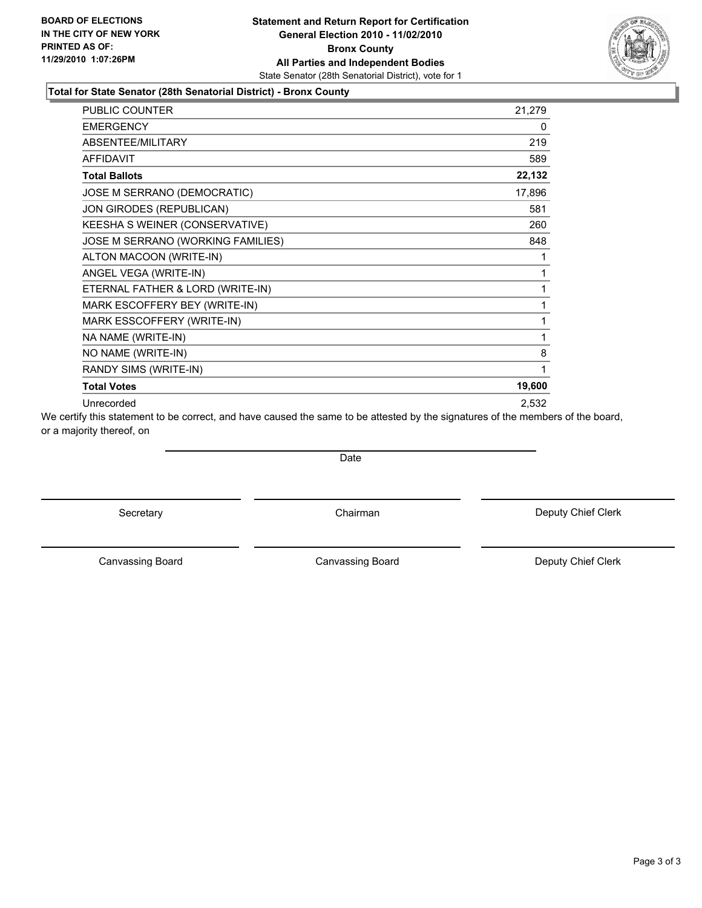**BOARD OF ELECTIONS IN THE CITY OF NEW YORK PRINTED AS OF: 11/29/2010 1:07:26PM**

**Statement and Return Report for Certification**
**General Election 2010 - 11/02/2010**
**Bronx County**
**All Parties and Independent Bodies**
State Senator (28th Senatorial District), vote for 1

**Total for State Senator (28th Senatorial District) - Bronx County**

| | |
|---|---|
| PUBLIC COUNTER | 21,279 |
| EMERGENCY | 0 |
| ABSENTEE/MILITARY | 219 |
| AFFIDAVIT | 589 |
| **Total Ballots** | **22,132** |
| JOSE M SERRANO (DEMOCRATIC) | 17,896 |
| JON GIRODES (REPUBLICAN) | 581 |
| KEESHA S WEINER (CONSERVATIVE) | 260 |
| JOSE M SERRANO (WORKING FAMILIES) | 848 |
| ALTON MACOON (WRITE-IN) | 1 |
| ANGEL VEGA (WRITE-IN) | 1 |
| ETERNAL FATHER & LORD (WRITE-IN) | 1 |
| MARK ESCOFFERY BEY (WRITE-IN) | 1 |
| MARK ESSCOFFERY (WRITE-IN) | 1 |
| NA NAME (WRITE-IN) | 1 |
| NO NAME (WRITE-IN) | 8 |
| RANDY SIMS (WRITE-IN) | 1 |
| **Total Votes** | **19,600** |
| Unrecorded | 2,532 |

We certify this statement to be correct, and have caused the same to be attested by the signatures of the members of the board, or a majority thereof, on

Date

Secretary — Chairman — Deputy Chief Clerk

Canvassing Board — Canvassing Board — Deputy Chief Clerk